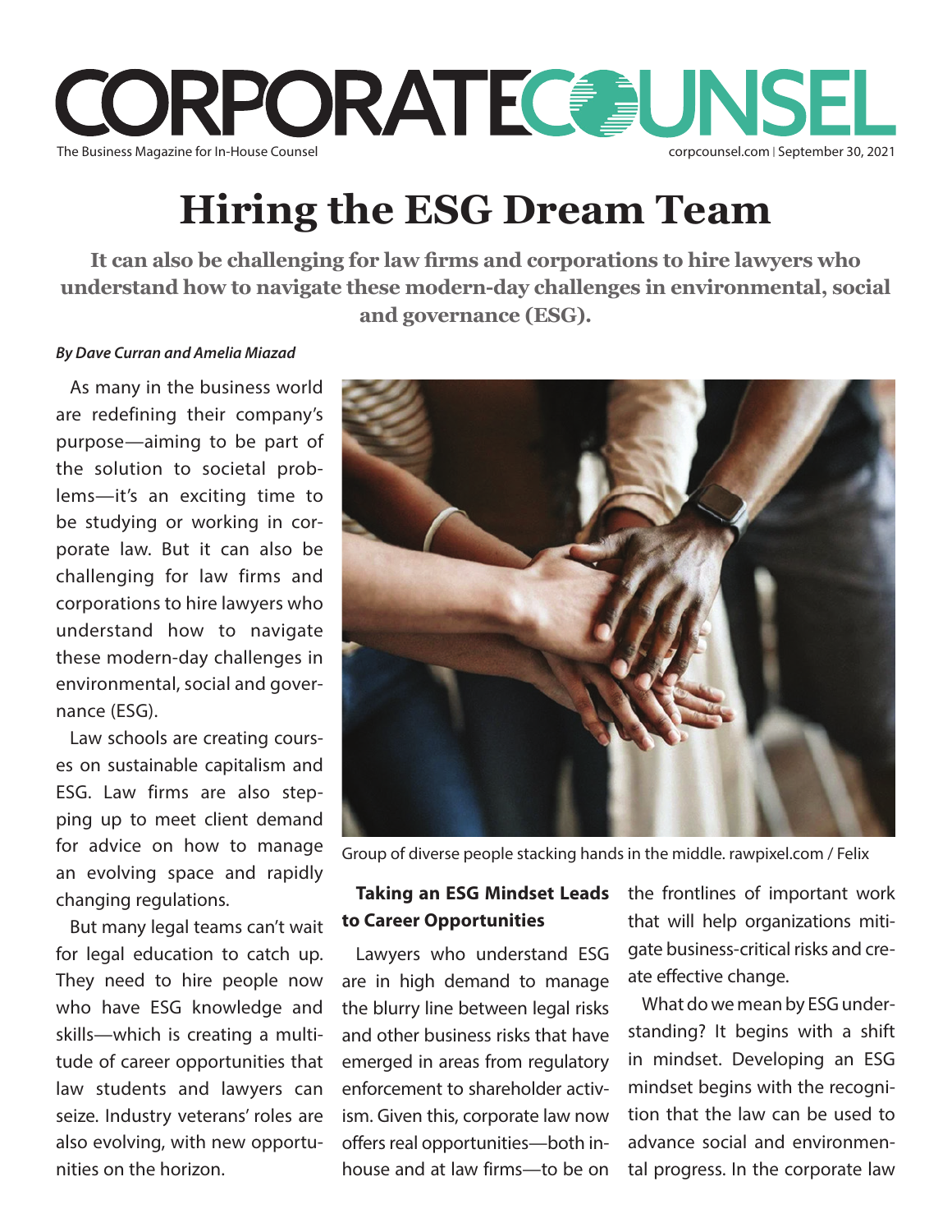# Hiring the ESG Dream Team

**It can also be challenging for law firms and corporations to hire lawyers who understand how to navigate these modern-day challenges in environmental, social and governance (ESG).**

***By Dave Curran and Amelia Miazad***

As many in the business world are redefining their company's purpose—aiming to be part of the solution to societal problems—it's an exciting time to be studying or working in corporate law. But it can also be challenging for law firms and corporations to hire lawyers who understand how to navigate these modern-day challenges in environmental, social and governance (ESG).

Law schools are creating courses on sustainable capitalism and ESG. Law firms are also stepping up to meet client demand for advice on how to manage an evolving space and rapidly changing regulations.

But many legal teams can't wait for legal education to catch up. They need to hire people now who have ESG knowledge and skills—which is creating a multitude of career opportunities that law students and lawyers can seize. Industry veterans' roles are also evolving, with new opportunities on the horizon.

Group of diverse people stacking hands in the middle. rawpixel.com / Felix

### Taking an ESG Mindset Leads to Career Opportunities

Lawyers who understand ESG are in high demand to manage the blurry line between legal risks and other business risks that have emerged in areas from regulatory enforcement to shareholder activism. Given this, corporate law now offers real opportunities—both in-house and at law firms—to be on the frontlines of important work that will help organizations mitigate business-critical risks and create effective change.

What do we mean by ESG understanding? It begins with a shift in mindset. Developing an ESG mindset begins with the recognition that the law can be used to advance social and environmental progress. In the corporate law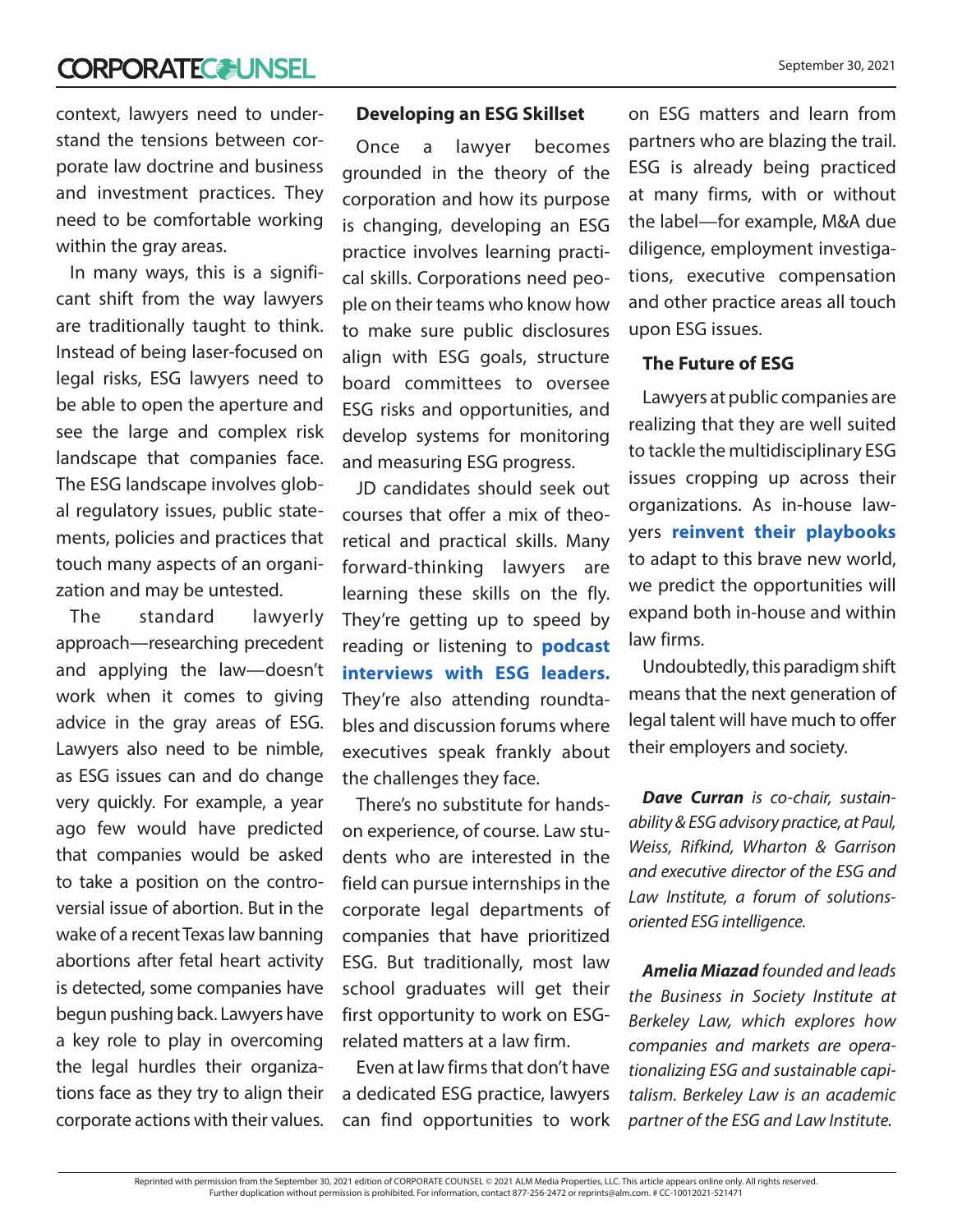context, lawyers need to understand the tensions between corporate law doctrine and business and investment practices. They need to be comfortable working within the gray areas.

In many ways, this is a significant shift from the way lawyers are traditionally taught to think. Instead of being laser-focused on legal risks, ESG lawyers need to be able to open the aperture and see the large and complex risk landscape that companies face. The ESG landscape involves global regulatory issues, public statements, policies and practices that touch many aspects of an organization and may be untested.

The standard lawyerly approach—researching precedent and applying the law—doesn't work when it comes to giving advice in the gray areas of ESG. Lawyers also need to be nimble, as ESG issues can and do change very quickly. For example, a year ago few would have predicted that companies would be asked to take a position on the controversial issue of abortion. But in the wake of a recent Texas law banning abortions after fetal heart activity is detected, some companies have begun pushing back. Lawyers have a key role to play in overcoming the legal hurdles their organizations face as they try to align their corporate actions with their values.

### Developing an ESG Skillset

Once a lawyer becomes grounded in the theory of the corporation and how its purpose is changing, developing an ESG practice involves learning practical skills. Corporations need people on their teams who know how to make sure public disclosures align with ESG goals, structure board committees to oversee ESG risks and opportunities, and develop systems for monitoring and measuring ESG progress.

JD candidates should seek out courses that offer a mix of theoretical and practical skills. Many forward-thinking lawyers are learning these skills on the fly. They're getting up to speed by reading or listening to **podcast interviews with ESG leaders.** They're also attending roundtables and discussion forums where executives speak frankly about the challenges they face.

There's no substitute for hands-on experience, of course. Law students who are interested in the field can pursue internships in the corporate legal departments of companies that have prioritized ESG. But traditionally, most law school graduates will get their first opportunity to work on ESG-related matters at a law firm.

Even at law firms that don't have a dedicated ESG practice, lawyers can find opportunities to work on ESG matters and learn from partners who are blazing the trail. ESG is already being practiced at many firms, with or without the label—for example, M&A due diligence, employment investigations, executive compensation and other practice areas all touch upon ESG issues.

### The Future of ESG

Lawyers at public companies are realizing that they are well suited to tackle the multidisciplinary ESG issues cropping up across their organizations. As in-house lawyers **reinvent their playbooks** to adapt to this brave new world, we predict the opportunities will expand both in-house and within law firms.

Undoubtedly, this paradigm shift means that the next generation of legal talent will have much to offer their employers and society.

***Dave Curran*** *is co-chair, sustainability & ESG advisory practice, at Paul, Weiss, Rifkind, Wharton & Garrison and executive director of the ESG and Law Institute, a forum of solutions-oriented ESG intelligence.*

***Amelia Miazad*** *founded and leads the Business in Society Institute at Berkeley Law, which explores how companies and markets are operationalizing ESG and sustainable capitalism. Berkeley Law is an academic partner of the ESG and Law Institute.*

Reprinted with permission from the September 30, 2021 edition of CORPORATE COUNSEL © 2021 ALM Media Properties, LLC. This article appears online only. All rights reserved. Further duplication without permission is prohibited. For information, contact 877-256-2472 or reprints@alm.com. # CC-10012021-521471